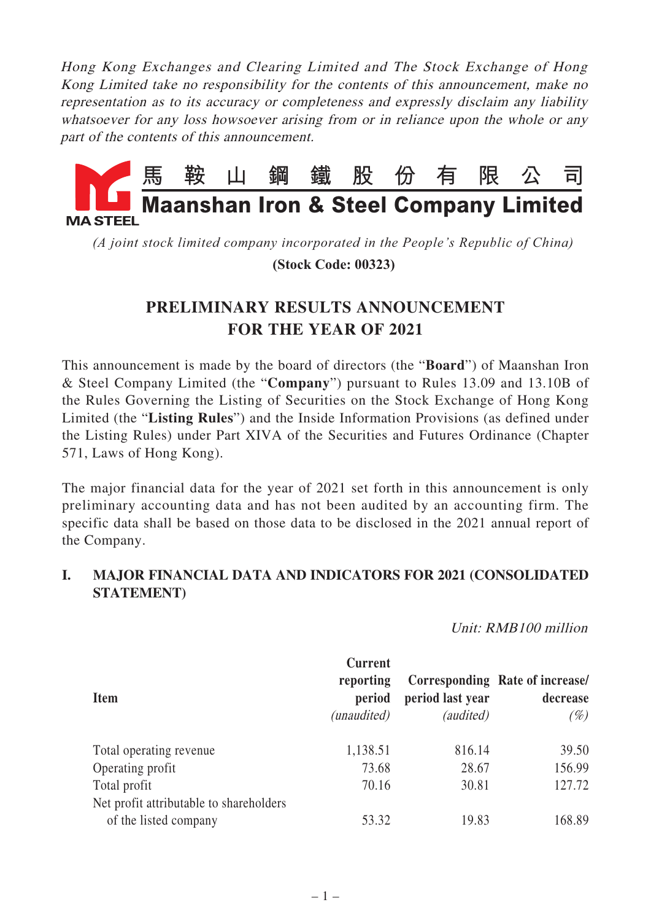*Hong Kong Exchanges and Clearing Limited and The Stock Exchange of Hong Kong Limited take no responsibility for the contents of this announcement, make no representation as to its accuracy or completeness and expressly disclaim any liability whatsoever for any loss howsoever arising from or in reliance upon the whole or any part of the contents of this announcement.*

# 馬 鞍 山 鋼 鐵 股 份 有 限 公 司
# Maanshan Iron & Steel Company Limited

MA STEEL

*(A joint stock limited company incorporated in the People's Republic of China)*

**(Stock Code: 00323)**

## PRELIMINARY RESULTS ANNOUNCEMENT FOR THE YEAR OF 2021

This announcement is made by the board of directors (the "**Board**") of Maanshan Iron & Steel Company Limited (the "**Company**") pursuant to Rules 13.09 and 13.10B of the Rules Governing the Listing of Securities on the Stock Exchange of Hong Kong Limited (the "**Listing Rules**") and the Inside Information Provisions (as defined under the Listing Rules) under Part XIVA of the Securities and Futures Ordinance (Chapter 571, Laws of Hong Kong).

The major financial data for the year of 2021 set forth in this announcement is only preliminary accounting data and has not been audited by an accounting firm. The specific data shall be based on those data to be disclosed in the 2021 annual report of the Company.

### I. MAJOR FINANCIAL DATA AND INDICATORS FOR 2021 (CONSOLIDATED STATEMENT)

*Unit: RMB100 million*

| Item | Current reporting period *(unaudited)* | Corresponding period last year *(audited)* | Rate of increase/ decrease *(%)* |
|---|---|---|---|
| Total operating revenue | 1,138.51 | 816.14 | 39.50 |
| Operating profit | 73.68 | 28.67 | 156.99 |
| Total profit | 70.16 | 30.81 | 127.72 |
| Net profit attributable to shareholders of the listed company | 53.32 | 19.83 | 168.89 |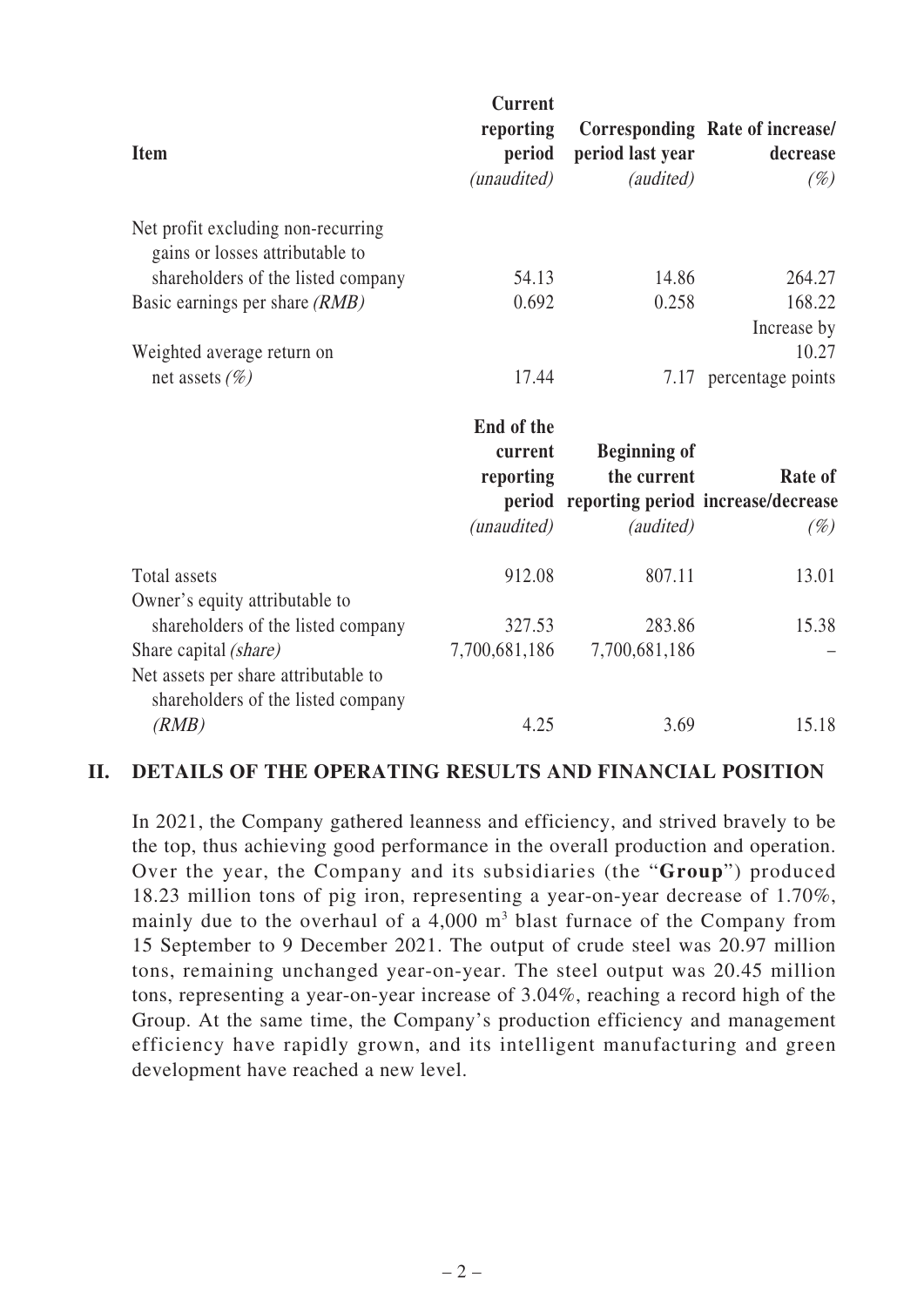| Item | Current reporting period *(unaudited)* | Corresponding period last year *(audited)* | Rate of increase/ decrease *(%)* |
|---|---|---|---|
| Net profit excluding non-recurring gains or losses attributable to shareholders of the listed company | 54.13 | 14.86 | 264.27 |
| Basic earnings per share *(RMB)* | 0.692 | 0.258 | 168.22 |
| Weighted average return on net assets *(%)* | 17.44 | 7.17 | Increase by 10.27 percentage points |

| | End of the current reporting period *(unaudited)* | Beginning of the current reporting period *(audited)* | Rate of increase/decrease *(%)* |
|---|---|---|---|
| Total assets | 912.08 | 807.11 | 13.01 |
| Owner's equity attributable to shareholders of the listed company | 327.53 | 283.86 | 15.38 |
| Share capital *(share)* | 7,700,681,186 | 7,700,681,186 | – |
| Net assets per share attributable to shareholders of the listed company *(RMB)* | 4.25 | 3.69 | 15.18 |

## II. DETAILS OF THE OPERATING RESULTS AND FINANCIAL POSITION

In 2021, the Company gathered leanness and efficiency, and strived bravely to be the top, thus achieving good performance in the overall production and operation. Over the year, the Company and its subsidiaries (the "**Group**") produced 18.23 million tons of pig iron, representing a year-on-year decrease of 1.70%, mainly due to the overhaul of a 4,000 $m^3$ blast furnace of the Company from 15 September to 9 December 2021. The output of crude steel was 20.97 million tons, remaining unchanged year-on-year. The steel output was 20.45 million tons, representing a year-on-year increase of 3.04%, reaching a record high of the Group. At the same time, the Company's production efficiency and management efficiency have rapidly grown, and its intelligent manufacturing and green development have reached a new level.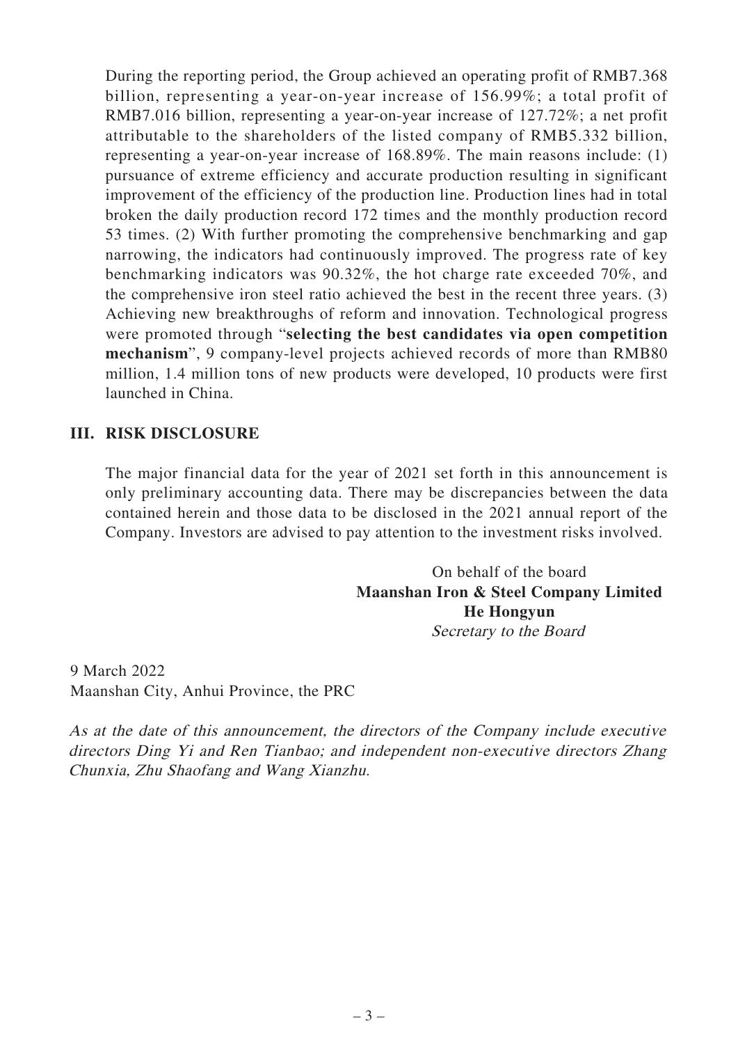During the reporting period, the Group achieved an operating profit of RMB7.368 billion, representing a year-on-year increase of 156.99%; a total profit of RMB7.016 billion, representing a year-on-year increase of 127.72%; a net profit attributable to the shareholders of the listed company of RMB5.332 billion, representing a year-on-year increase of 168.89%. The main reasons include: (1) pursuance of extreme efficiency and accurate production resulting in significant improvement of the efficiency of the production line. Production lines had in total broken the daily production record 172 times and the monthly production record 53 times. (2) With further promoting the comprehensive benchmarking and gap narrowing, the indicators had continuously improved. The progress rate of key benchmarking indicators was 90.32%, the hot charge rate exceeded 70%, and the comprehensive iron steel ratio achieved the best in the recent three years. (3) Achieving new breakthroughs of reform and innovation. Technological progress were promoted through "**selecting the best candidates via open competition mechanism**", 9 company-level projects achieved records of more than RMB80 million, 1.4 million tons of new products were developed, 10 products were first launched in China.

## III. RISK DISCLOSURE

The major financial data for the year of 2021 set forth in this announcement is only preliminary accounting data. There may be discrepancies between the data contained herein and those data to be disclosed in the 2021 annual report of the Company. Investors are advised to pay attention to the investment risks involved.

On behalf of the board
**Maanshan Iron & Steel Company Limited**
**He Hongyun**
*Secretary to the Board*

9 March 2022
Maanshan City, Anhui Province, the PRC

*As at the date of this announcement, the directors of the Company include executive directors Ding Yi and Ren Tianbao; and independent non-executive directors Zhang Chunxia, Zhu Shaofang and Wang Xianzhu.*